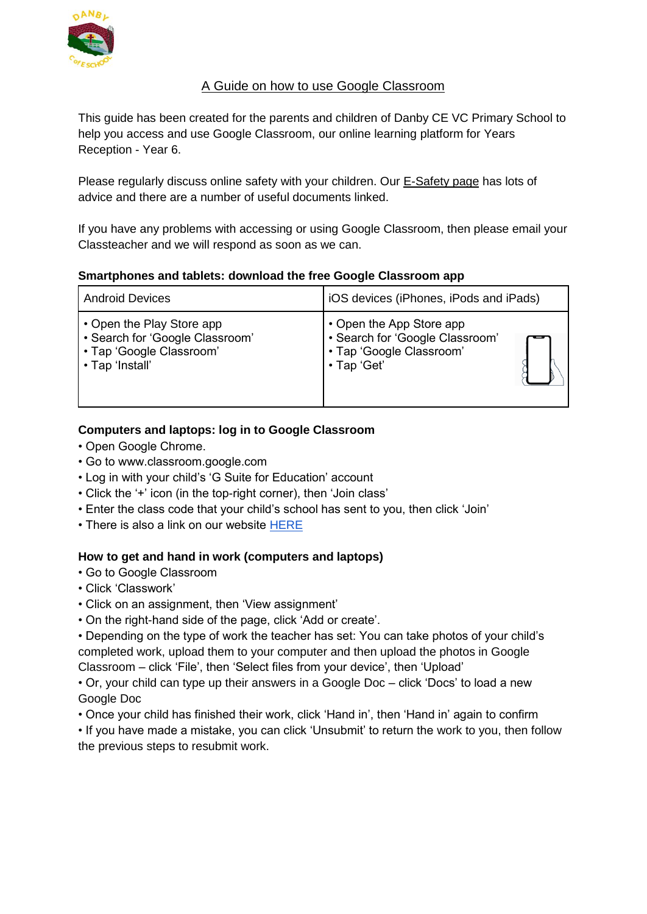# A Guide on how to use Google Classroom

This guide has been created for the parents and children of Danby CE VC Primary School to help you access and use Google Classroom, our online learning platform for Years Reception - Year 6.

Please regularly discuss online safety with your children. Our E-Safety page has lots of advice and there are a number of useful documents linked.

If you have any problems with accessing or using Google Classroom, then please email your Classteacher and we will respond as soon as we can.

**Smartphones and tablets: download the free Google Classroom app**

| Android Devices | iOS devices (iPhones, iPods and iPads) |
|---|---|
| • Open the Play Store app<br>• Search for 'Google Classroom'<br>• Tap 'Google Classroom'<br>• Tap 'Install' | • Open the App Store app<br>• Search for 'Google Classroom'<br>• Tap 'Google Classroom'<br>• Tap 'Get' |

**Computers and laptops: log in to Google Classroom**

- Open Google Chrome.
- Go to www.classroom.google.com
- Log in with your child's 'G Suite for Education' account
- Click the '+' icon (in the top-right corner), then 'Join class'
- Enter the class code that your child's school has sent to you, then click 'Join'
- There is also a link on our website HERE

**How to get and hand in work (computers and laptops)**

- Go to Google Classroom
- Click 'Classwork'
- Click on an assignment, then 'View assignment'
- On the right-hand side of the page, click 'Add or create'.
- Depending on the type of work the teacher has set: You can take photos of your child's completed work, upload them to your computer and then upload the photos in Google Classroom – click 'File', then 'Select files from your device', then 'Upload'
- Or, your child can type up their answers in a Google Doc – click 'Docs' to load a new Google Doc
- Once your child has finished their work, click 'Hand in', then 'Hand in' again to confirm
- If you have made a mistake, you can click 'Unsubmit' to return the work to you, then follow the previous steps to resubmit work.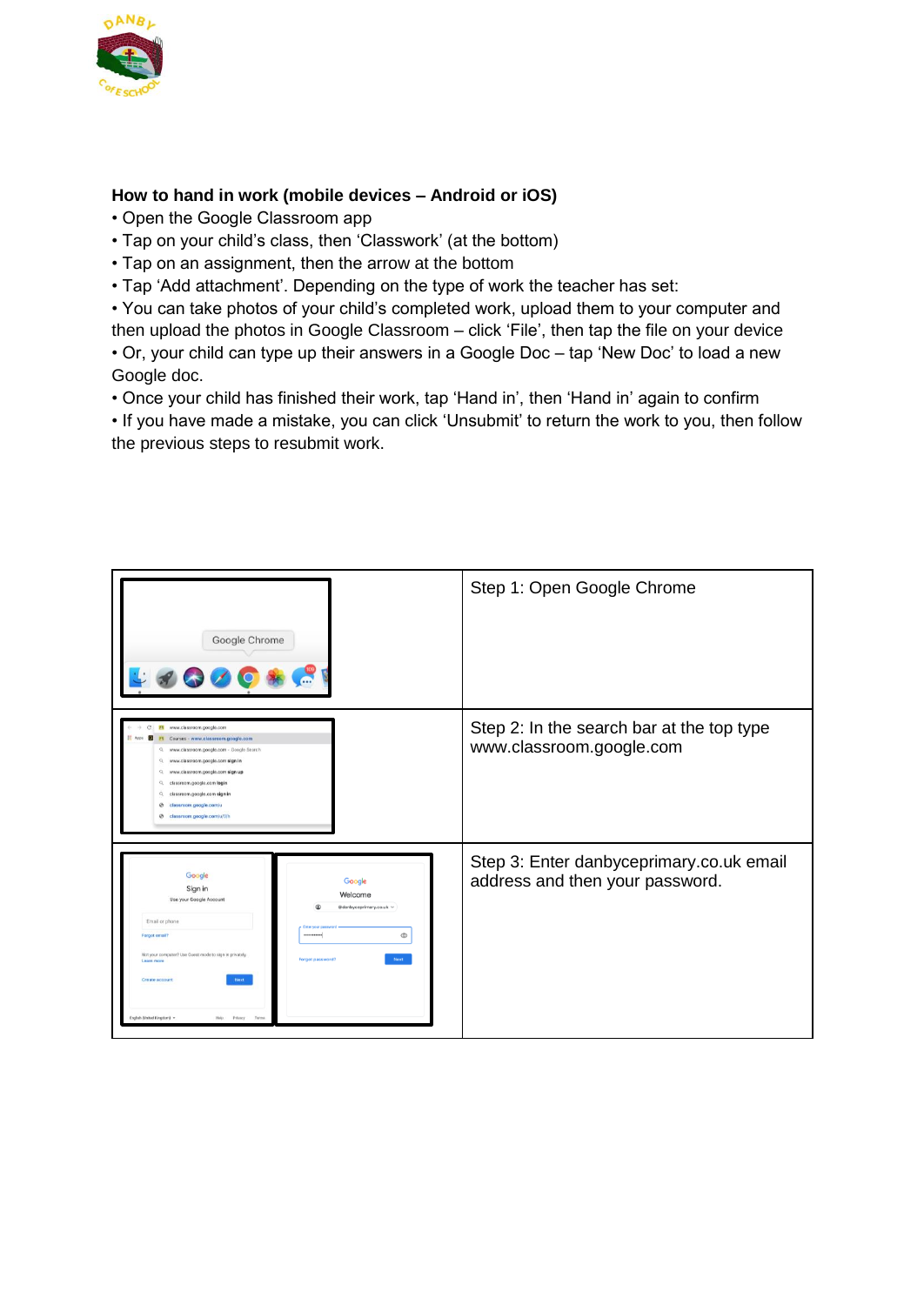**How to hand in work (mobile devices – Android or iOS)**

- Open the Google Classroom app
- Tap on your child's class, then 'Classwork' (at the bottom)
- Tap on an assignment, then the arrow at the bottom
- Tap 'Add attachment'. Depending on the type of work the teacher has set:
- You can take photos of your child's completed work, upload them to your computer and then upload the photos in Google Classroom – click 'File', then tap the file on your device
- Or, your child can type up their answers in a Google Doc – tap 'New Doc' to load a new Google doc.
- Once your child has finished their work, tap 'Hand in', then 'Hand in' again to confirm
- If you have made a mistake, you can click 'Unsubmit' to return the work to you, then follow the previous steps to resubmit work.

| | |
|---|---|
| | Step 1: Open Google Chrome |
| | Step 2: In the search bar at the top type www.classroom.google.com |
| | Step 3: Enter danbyceprimary.co.uk email address and then your password. |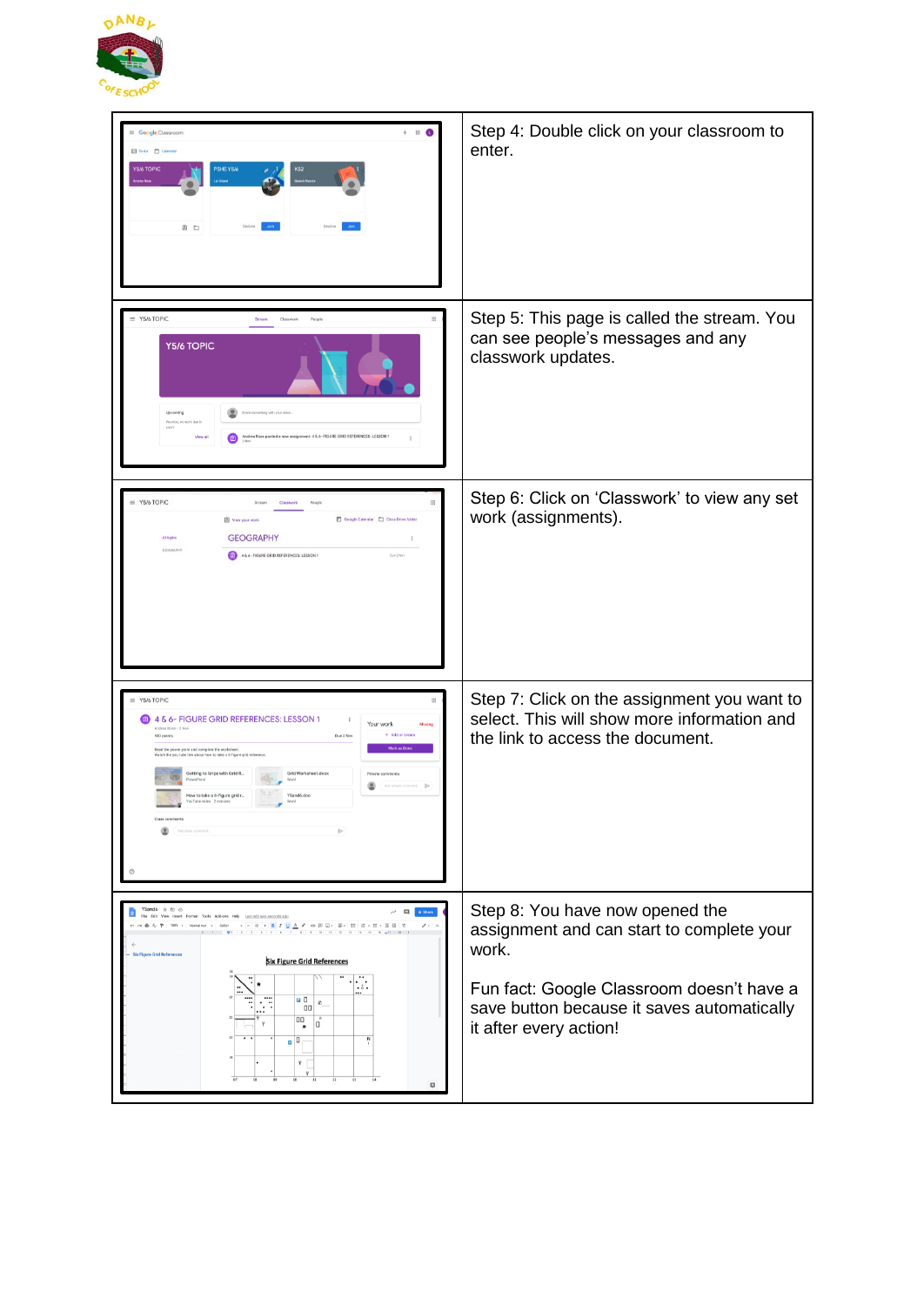| | |
|---|---|
| | Step 4: Double click on your classroom to enter. |
| | Step 5: This page is called the stream. You can see people's messages and any classwork updates. |
| | Step 6: Click on 'Classwork' to view any set work (assignments). |
| | Step 7: Click on the assignment you want to select. This will show more information and the link to access the document. |
| | Step 8: You have now opened the assignment and can start to complete your work.<br><br>Fun fact: Google Classroom doesn't have a save button because it saves automatically it after every action! |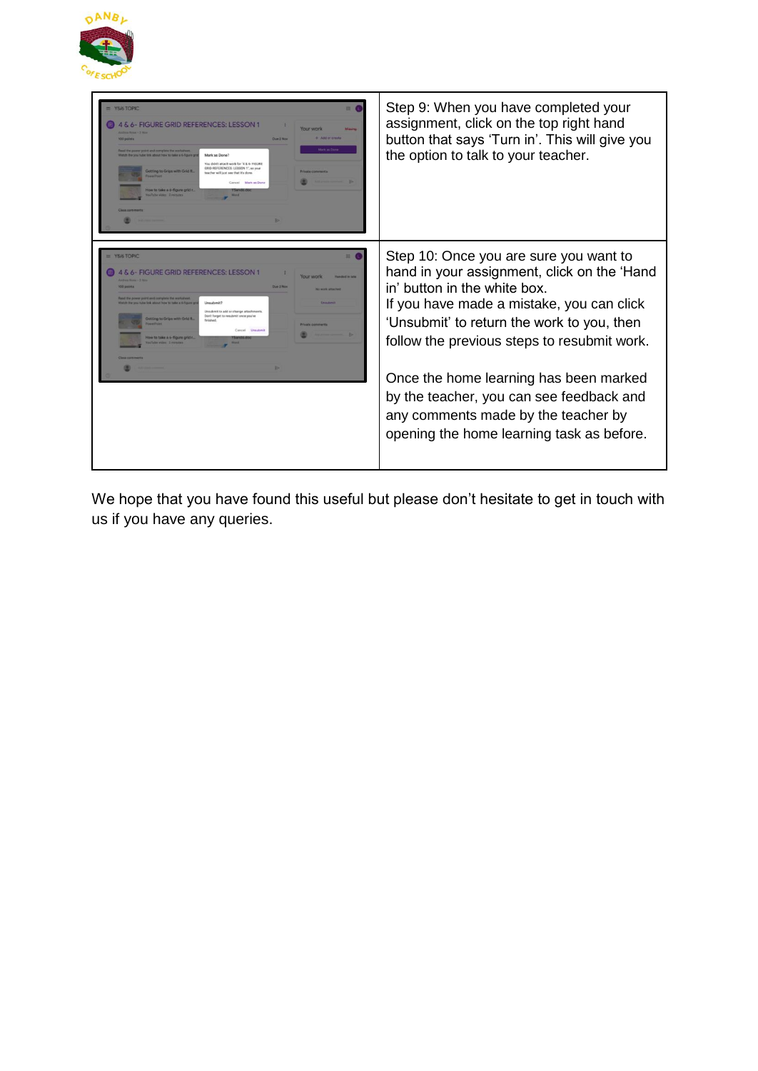| | |
|---|---|
| | Step 9: When you have completed your assignment, click on the top right hand button that says 'Turn in'. This will give you the option to talk to your teacher. |
| | Step 10: Once you are sure you want to hand in your assignment, click on the 'Hand in' button in the white box.<br>If you have made a mistake, you can click 'Unsubmit' to return the work to you, then follow the previous steps to resubmit work.<br><br>Once the home learning has been marked by the teacher, you can see feedback and any comments made by the teacher by opening the home learning task as before. |

We hope that you have found this useful but please don't hesitate to get in touch with us if you have any queries.